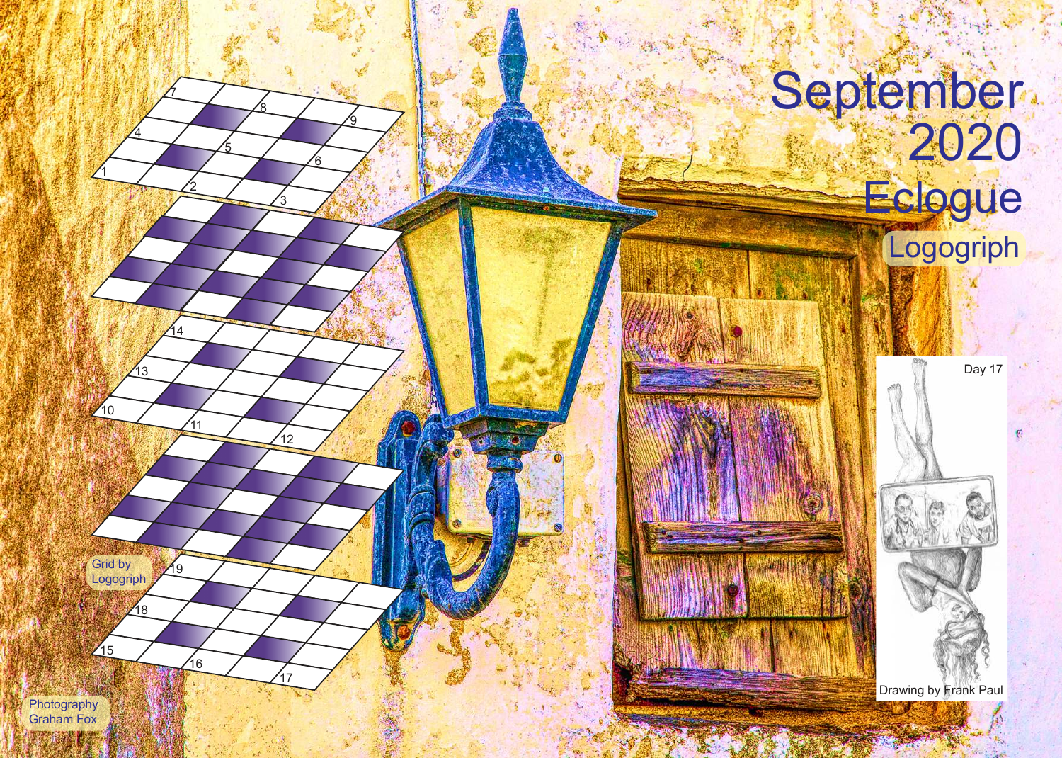# September 2020

# Eclogue

## Logograph

Day 17

Drawing by Frank Paul

Grid by Logograph

Photography Graham Fox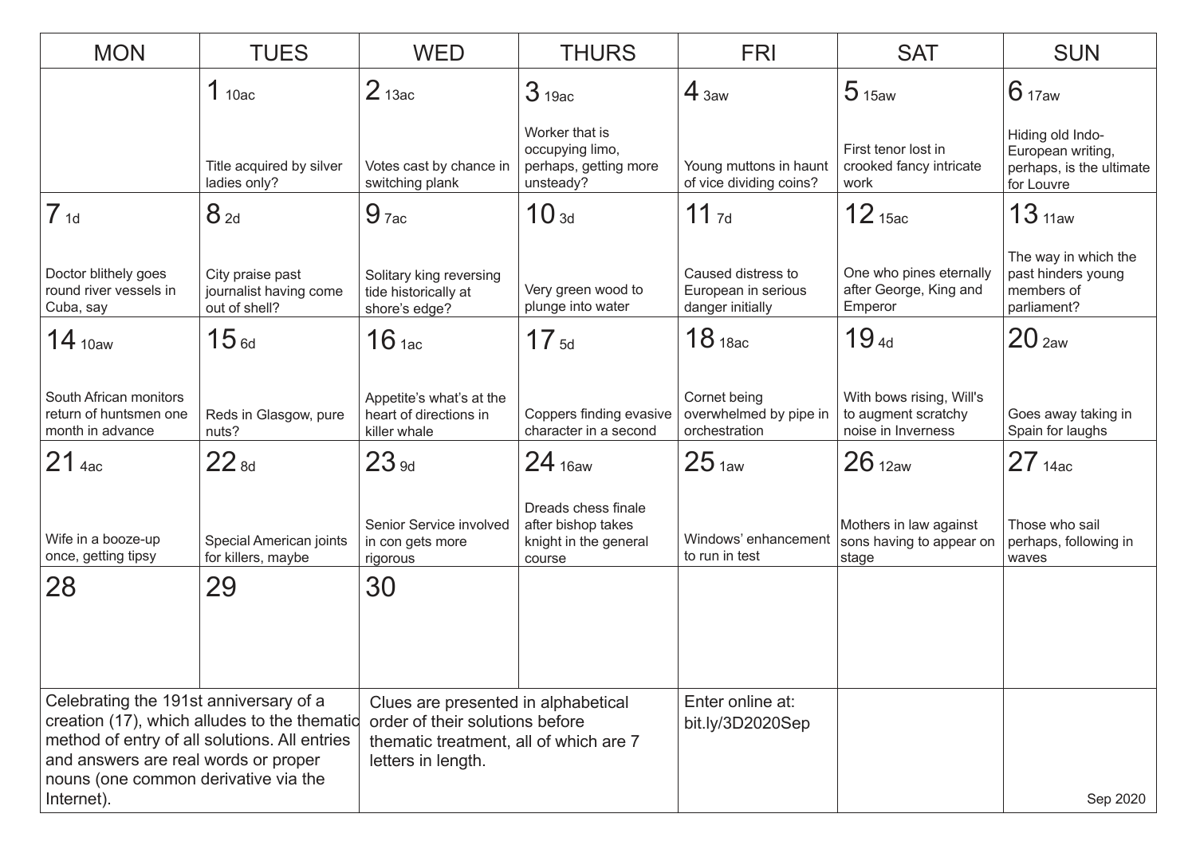| MON | TUES | WED | THURS | FRI | SAT | SUN |
|---|---|---|---|---|---|---|
| | 1 10ac<br><br>Title acquired by silver ladies only? | 2 13ac<br><br>Votes cast by chance in switching plank | 3 19ac<br><br>Worker that is occupying limo, perhaps, getting more unsteady? | 4 3aw<br><br>Young muttons in haunt of vice dividing coins? | 5 15aw<br><br>First tenor lost in crooked fancy intricate work | 6 17aw<br><br>Hiding old Indo-European writing, perhaps, is the ultimate for Louvre |
| 7 1d<br><br>Doctor blithely goes round river vessels in Cuba, say | 8 2d<br><br>City praise past journalist having come out of shell? | 9 7ac<br><br>Solitary king reversing tide historically at shore's edge? | 10 3d<br><br>Very green wood to plunge into water | 11 7d<br><br>Caused distress to European in serious danger initially | 12 15ac<br><br>One who pines eternally after George, King and Emperor | 13 11aw<br><br>The way in which the past hinders young members of parliament? |
| 14 10aw<br><br>South African monitors return of huntsmen one month in advance | 15 6d<br><br>Reds in Glasgow, pure nuts? | 16 1ac<br><br>Appetite's what's at the heart of directions in killer whale | 17 5d<br><br>Coppers finding evasive character in a second | 18 18ac<br><br>Cornet being overwhelmed by pipe in orchestration | 19 4d<br><br>With bows rising, Will's to augment scratchy noise in Inverness | 20 2aw<br><br>Goes away taking in Spain for laughs |
| 21 4ac<br><br>Wife in a booze-up once, getting tipsy | 22 8d<br><br>Special American joints for killers, maybe | 23 9d<br><br>Senior Service involved in con gets more rigorous | 24 16aw<br><br>Dreads chess finale after bishop takes knight in the general course | 25 1aw<br><br>Windows' enhancement to run in test | 26 12aw<br><br>Mothers in law against sons having to appear on stage | 27 14ac<br><br>Those who sail perhaps, following in waves |
| 28 | 29 | 30 | | | | |

Celebrating the 191st anniversary of a creation (17), which alludes to the thematic method of entry of all solutions. All entries and answers are real words or proper nouns (one common derivative via the Internet).

Clues are presented in alphabetical order of their solutions before thematic treatment, all of which are 7 letters in length.

Enter online at: bit.ly/3D2020Sep

Sep 2020